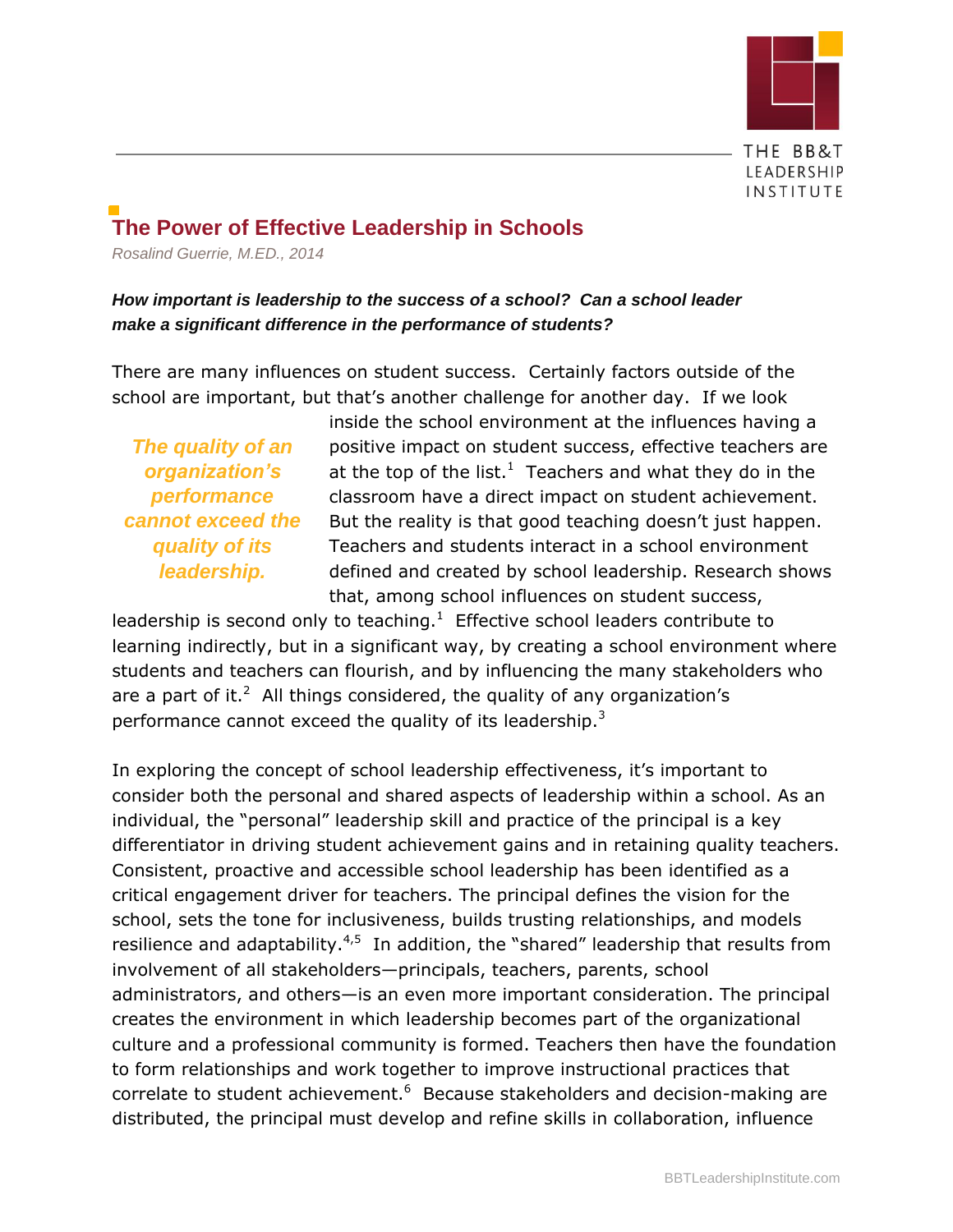# The Power of Effective Leadership in Schools

*Rosalind Guerrie, M.ED., 2014*

***How important is leadership to the success of a school? Can a school leader make a significant difference in the performance of students?***

> ***The quality of an organization's performance cannot exceed the quality of its leadership.***

There are many influences on student success. Certainly factors outside of the school are important, but that's another challenge for another day. If we look inside the school environment at the influences having a positive impact on student success, effective teachers are at the top of the list.[1] Teachers and what they do in the classroom have a direct impact on student achievement. But the reality is that good teaching doesn't just happen. Teachers and students interact in a school environment defined and created by school leadership. Research shows that, among school influences on student success, leadership is second only to teaching.[1] Effective school leaders contribute to learning indirectly, but in a significant way, by creating a school environment where students and teachers can flourish, and by influencing the many stakeholders who are a part of it.[2] All things considered, the quality of any organization's performance cannot exceed the quality of its leadership.[3]

In exploring the concept of school leadership effectiveness, it's important to consider both the personal and shared aspects of leadership within a school. As an individual, the "personal" leadership skill and practice of the principal is a key differentiator in driving student achievement gains and in retaining quality teachers. Consistent, proactive and accessible school leadership has been identified as a critical engagement driver for teachers. The principal defines the vision for the school, sets the tone for inclusiveness, builds trusting relationships, and models resilience and adaptability.[4,5] In addition, the "shared" leadership that results from involvement of all stakeholders—principals, teachers, parents, school administrators, and others—is an even more important consideration. The principal creates the environment in which leadership becomes part of the organizational culture and a professional community is formed. Teachers then have the foundation to form relationships and work together to improve instructional practices that correlate to student achievement.[6] Because stakeholders and decision-making are distributed, the principal must develop and refine skills in collaboration, influence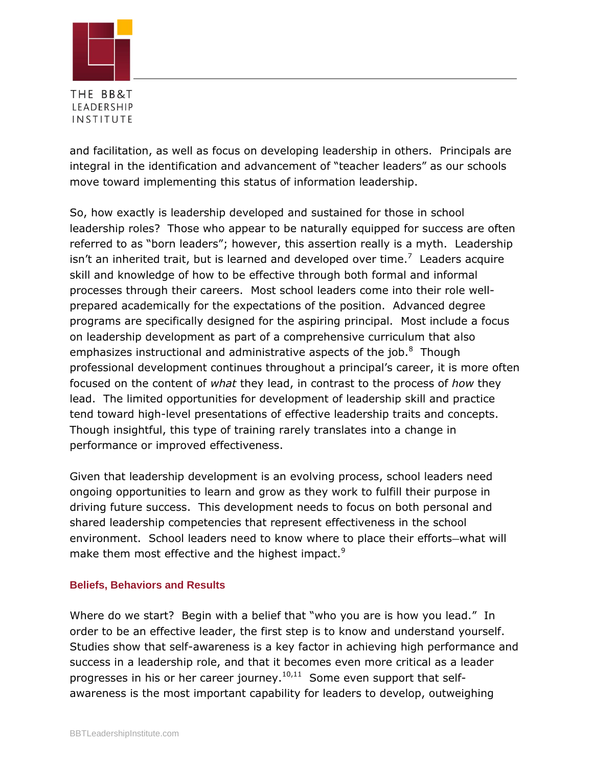and facilitation, as well as focus on developing leadership in others. Principals are integral in the identification and advancement of "teacher leaders" as our schools move toward implementing this status of information leadership.

So, how exactly is leadership developed and sustained for those in school leadership roles? Those who appear to be naturally equipped for success are often referred to as "born leaders"; however, this assertion really is a myth. Leadership isn't an inherited trait, but is learned and developed over time.[7] Leaders acquire skill and knowledge of how to be effective through both formal and informal processes through their careers. Most school leaders come into their role well-prepared academically for the expectations of the position. Advanced degree programs are specifically designed for the aspiring principal. Most include a focus on leadership development as part of a comprehensive curriculum that also emphasizes instructional and administrative aspects of the job.[8] Though professional development continues throughout a principal's career, it is more often focused on the content of *what* they lead, in contrast to the process of *how* they lead. The limited opportunities for development of leadership skill and practice tend toward high-level presentations of effective leadership traits and concepts. Though insightful, this type of training rarely translates into a change in performance or improved effectiveness.

Given that leadership development is an evolving process, school leaders need ongoing opportunities to learn and grow as they work to fulfill their purpose in driving future success. This development needs to focus on both personal and shared leadership competencies that represent effectiveness in the school environment. School leaders need to know where to place their efforts—what will make them most effective and the highest impact.[9]

## Beliefs, Behaviors and Results

Where do we start? Begin with a belief that "who you are is how you lead." In order to be an effective leader, the first step is to know and understand yourself. Studies show that self-awareness is a key factor in achieving high performance and success in a leadership role, and that it becomes even more critical as a leader progresses in his or her career journey.[10,11] Some even support that self-awareness is the most important capability for leaders to develop, outweighing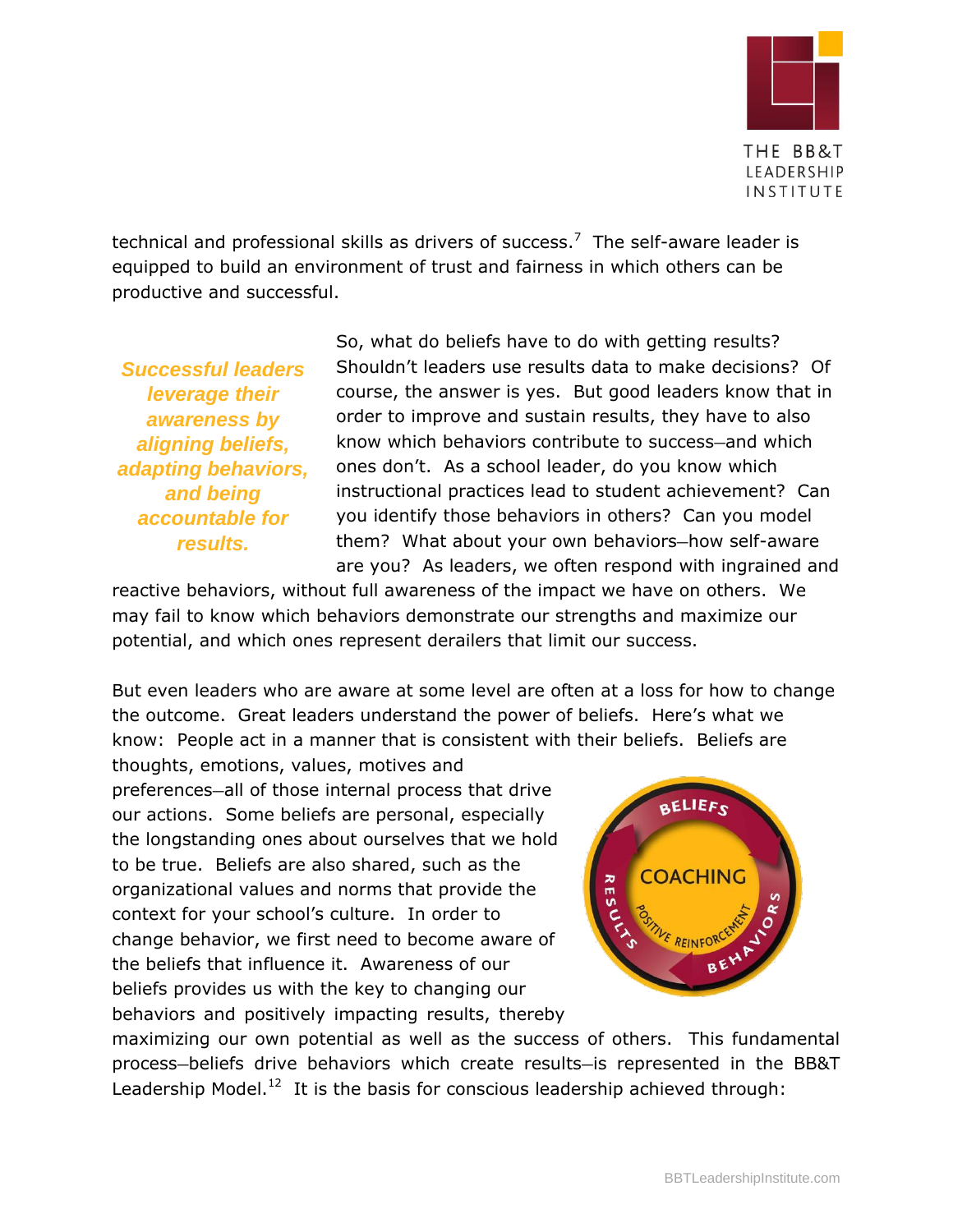technical and professional skills as drivers of success.[7] The self-aware leader is equipped to build an environment of trust and fairness in which others can be productive and successful.

***Successful leaders leverage their awareness by aligning beliefs, adapting behaviors, and being accountable for results.***

So, what do beliefs have to do with getting results? Shouldn't leaders use results data to make decisions? Of course, the answer is yes. But good leaders know that in order to improve and sustain results, they have to also know which behaviors contribute to success—and which ones don't. As a school leader, do you know which instructional practices lead to student achievement? Can you identify those behaviors in others? Can you model them? What about your own behaviors—how self-aware are you? As leaders, we often respond with ingrained and reactive behaviors, without full awareness of the impact we have on others. We may fail to know which behaviors demonstrate our strengths and maximize our potential, and which ones represent derailers that limit our success.

But even leaders who are aware at some level are often at a loss for how to change the outcome. Great leaders understand the power of beliefs. Here's what we know: People act in a manner that is consistent with their beliefs. Beliefs are thoughts, emotions, values, motives and preferences—all of those internal process that drive our actions. Some beliefs are personal, especially the longstanding ones about ourselves that we hold to be true. Beliefs are also shared, such as the organizational values and norms that provide the context for your school's culture. In order to change behavior, we first need to become aware of the beliefs that influence it. Awareness of our beliefs provides us with the key to changing our behaviors and positively impacting results, thereby maximizing our own potential as well as the success of others. This fundamental process—beliefs drive behaviors which create results—is represented in the BB&T Leadership Model.[12] It is the basis for conscious leadership achieved through: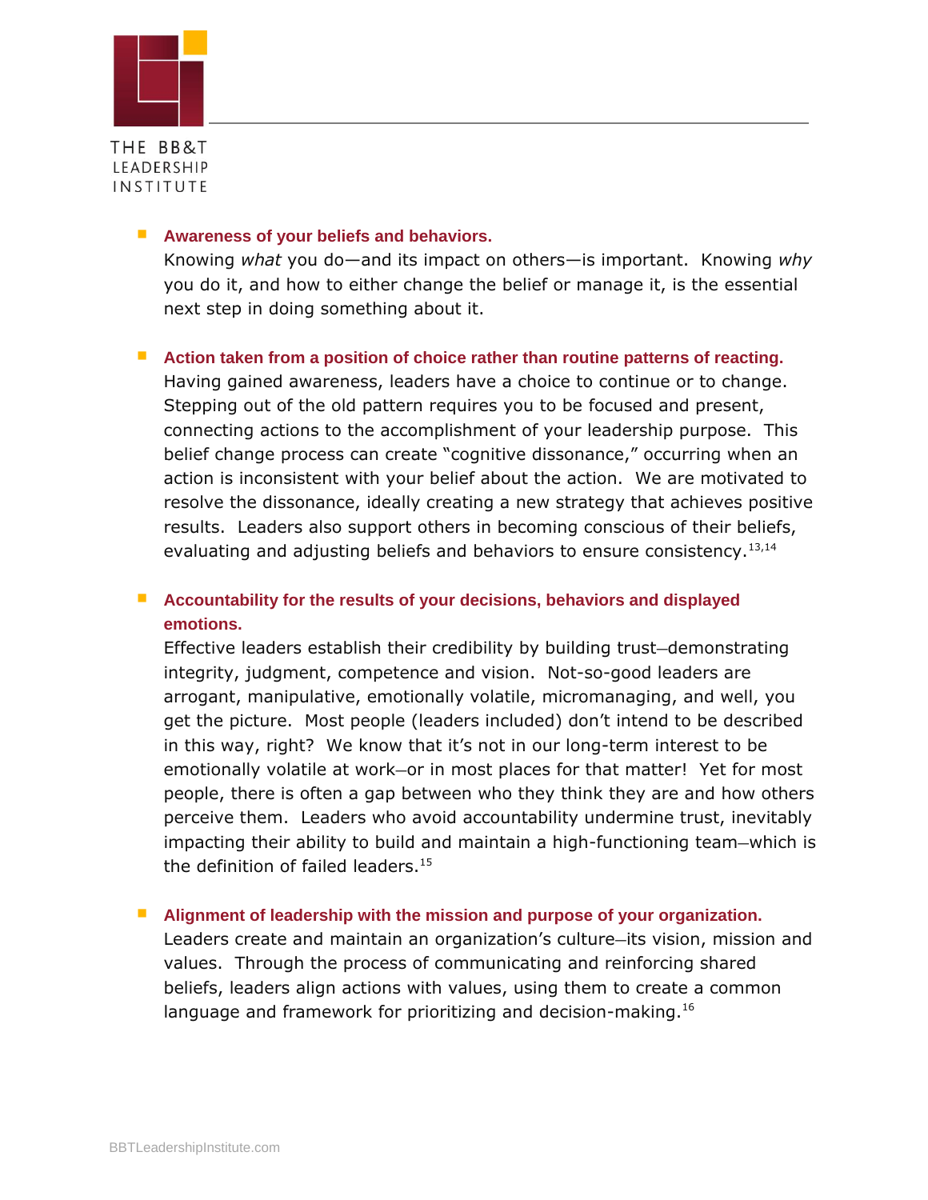- **Awareness of your beliefs and behaviors.**
  Knowing *what* you do—and its impact on others—is important. Knowing *why* you do it, and how to either change the belief or manage it, is the essential next step in doing something about it.

- **Action taken from a position of choice rather than routine patterns of reacting.**
  Having gained awareness, leaders have a choice to continue or to change. Stepping out of the old pattern requires you to be focused and present, connecting actions to the accomplishment of your leadership purpose. This belief change process can create "cognitive dissonance," occurring when an action is inconsistent with your belief about the action. We are motivated to resolve the dissonance, ideally creating a new strategy that achieves positive results. Leaders also support others in becoming conscious of their beliefs, evaluating and adjusting beliefs and behaviors to ensure consistency.[13,14]

- **Accountability for the results of your decisions, behaviors and displayed emotions.**
  Effective leaders establish their credibility by building trust—demonstrating integrity, judgment, competence and vision. Not-so-good leaders are arrogant, manipulative, emotionally volatile, micromanaging, and well, you get the picture. Most people (leaders included) don't intend to be described in this way, right? We know that it's not in our long-term interest to be emotionally volatile at work—or in most places for that matter! Yet for most people, there is often a gap between who they think they are and how others perceive them. Leaders who avoid accountability undermine trust, inevitably impacting their ability to build and maintain a high-functioning team—which is the definition of failed leaders.[15]

- **Alignment of leadership with the mission and purpose of your organization.**
  Leaders create and maintain an organization's culture—its vision, mission and values. Through the process of communicating and reinforcing shared beliefs, leaders align actions with values, using them to create a common language and framework for prioritizing and decision-making.[16]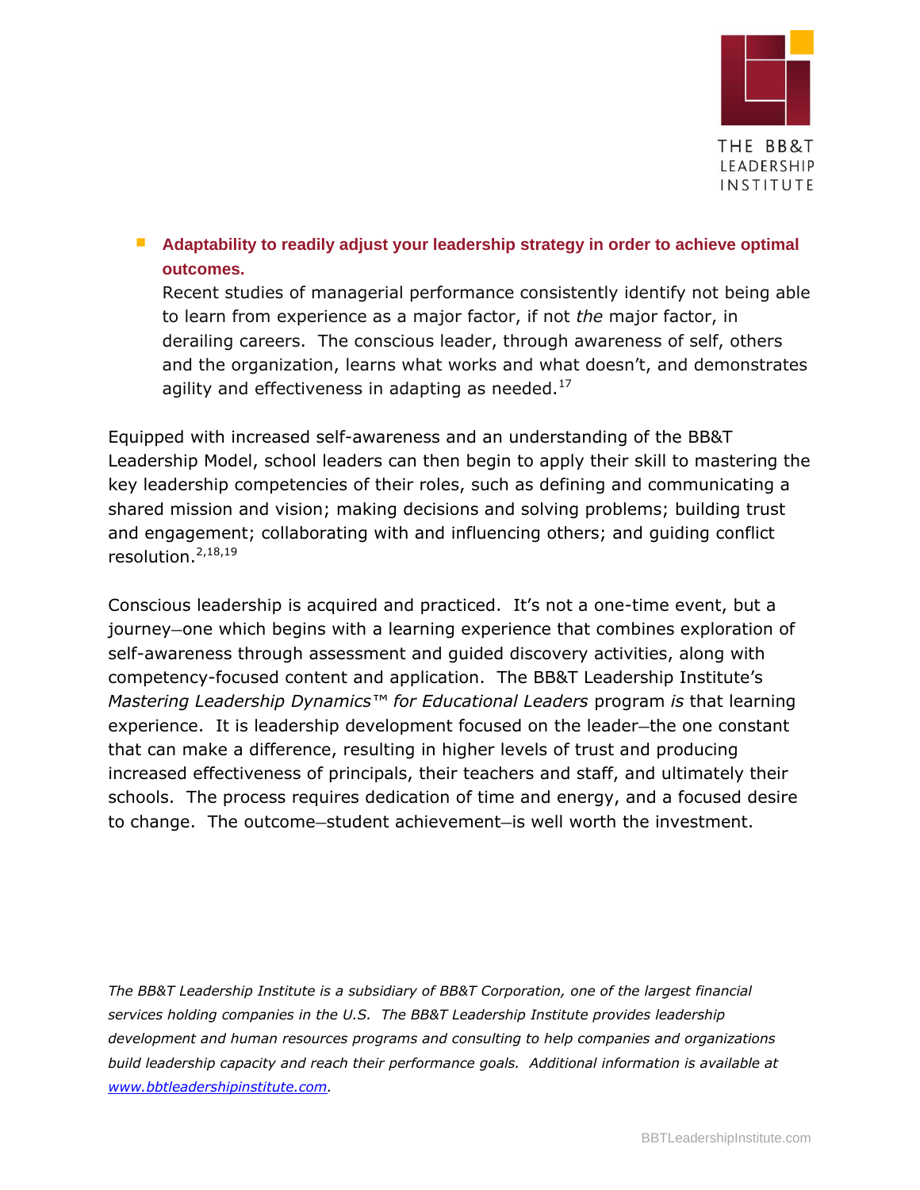- **Adaptability to readily adjust your leadership strategy in order to achieve optimal outcomes.**
  Recent studies of managerial performance consistently identify not being able to learn from experience as a major factor, if not *the* major factor, in derailing careers. The conscious leader, through awareness of self, others and the organization, learns what works and what doesn't, and demonstrates agility and effectiveness in adapting as needed.[17]

Equipped with increased self-awareness and an understanding of the BB&T Leadership Model, school leaders can then begin to apply their skill to mastering the key leadership competencies of their roles, such as defining and communicating a shared mission and vision; making decisions and solving problems; building trust and engagement; collaborating with and influencing others; and guiding conflict resolution.[2,18,19]

Conscious leadership is acquired and practiced. It's not a one-time event, but a journey—one which begins with a learning experience that combines exploration of self-awareness through assessment and guided discovery activities, along with competency-focused content and application. The BB&T Leadership Institute's *Mastering Leadership Dynamics™ for Educational Leaders* program *is* that learning experience. It is leadership development focused on the leader—the one constant that can make a difference, resulting in higher levels of trust and producing increased effectiveness of principals, their teachers and staff, and ultimately their schools. The process requires dedication of time and energy, and a focused desire to change. The outcome—student achievement—is well worth the investment.

*The BB&T Leadership Institute is a subsidiary of BB&T Corporation, one of the largest financial services holding companies in the U.S. The BB&T Leadership Institute provides leadership development and human resources programs and consulting to help companies and organizations build leadership capacity and reach their performance goals. Additional information is available at [www.bbtleadershipinstitute.com](http://www.bbtleadershipinstitute.com).*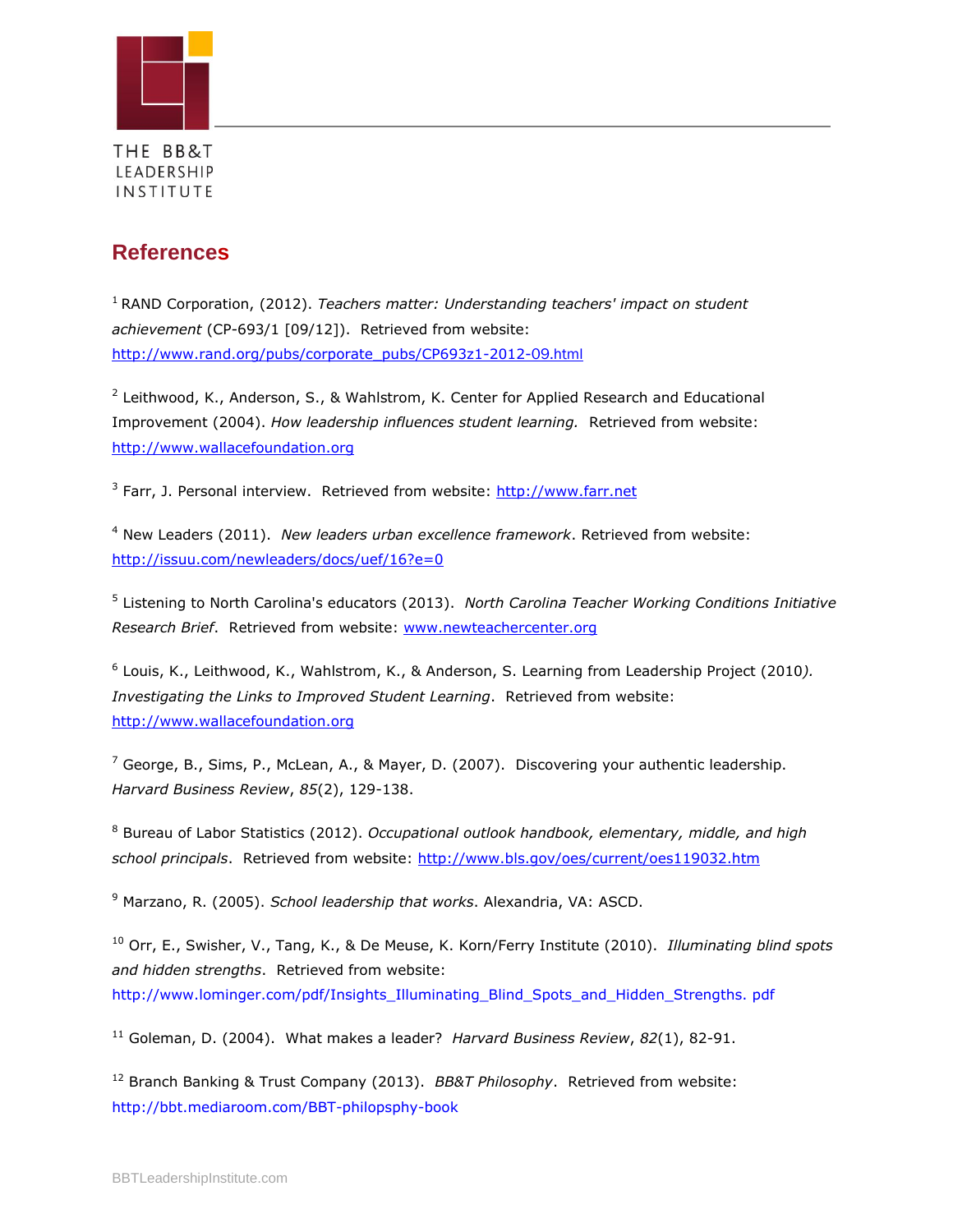# References

[1] RAND Corporation, (2012). *Teachers matter: Understanding teachers' impact on student achievement* (CP-693/1 [09/12]). Retrieved from website: http://www.rand.org/pubs/corporate_pubs/CP693z1-2012-09.html

[2] Leithwood, K., Anderson, S., & Wahlstrom, K. Center for Applied Research and Educational Improvement (2004). *How leadership influences student learning.* Retrieved from website: http://www.wallacefoundation.org

[3] Farr, J. Personal interview. Retrieved from website: http://www.farr.net

[4] New Leaders (2011). *New leaders urban excellence framework*. Retrieved from website: http://issuu.com/newleaders/docs/uef/16?e=0

[5] Listening to North Carolina's educators (2013). *North Carolina Teacher Working Conditions Initiative Research Brief*. Retrieved from website: www.newteachercenter.org

[6] Louis, K., Leithwood, K., Wahlstrom, K., & Anderson, S. Learning from Leadership Project (2010). *Investigating the Links to Improved Student Learning*. Retrieved from website: http://www.wallacefoundation.org

[7] George, B., Sims, P., McLean, A., & Mayer, D. (2007). Discovering your authentic leadership. *Harvard Business Review*, *85*(2), 129-138.

[8] Bureau of Labor Statistics (2012). *Occupational outlook handbook, elementary, middle, and high school principals*. Retrieved from website: http://www.bls.gov/oes/current/oes119032.htm

[9] Marzano, R. (2005). *School leadership that works*. Alexandria, VA: ASCD.

[10] Orr, E., Swisher, V., Tang, K., & De Meuse, K. Korn/Ferry Institute (2010). *Illuminating blind spots and hidden strengths*. Retrieved from website: http://www.lominger.com/pdf/Insights_Illuminating_Blind_Spots_and_Hidden_Strengths. pdf

[11] Goleman, D. (2004). What makes a leader? *Harvard Business Review*, *82*(1), 82-91.

[12] Branch Banking & Trust Company (2013). *BB&T Philosophy*. Retrieved from website: http://bbt.mediaroom.com/BBT-philopsphy-book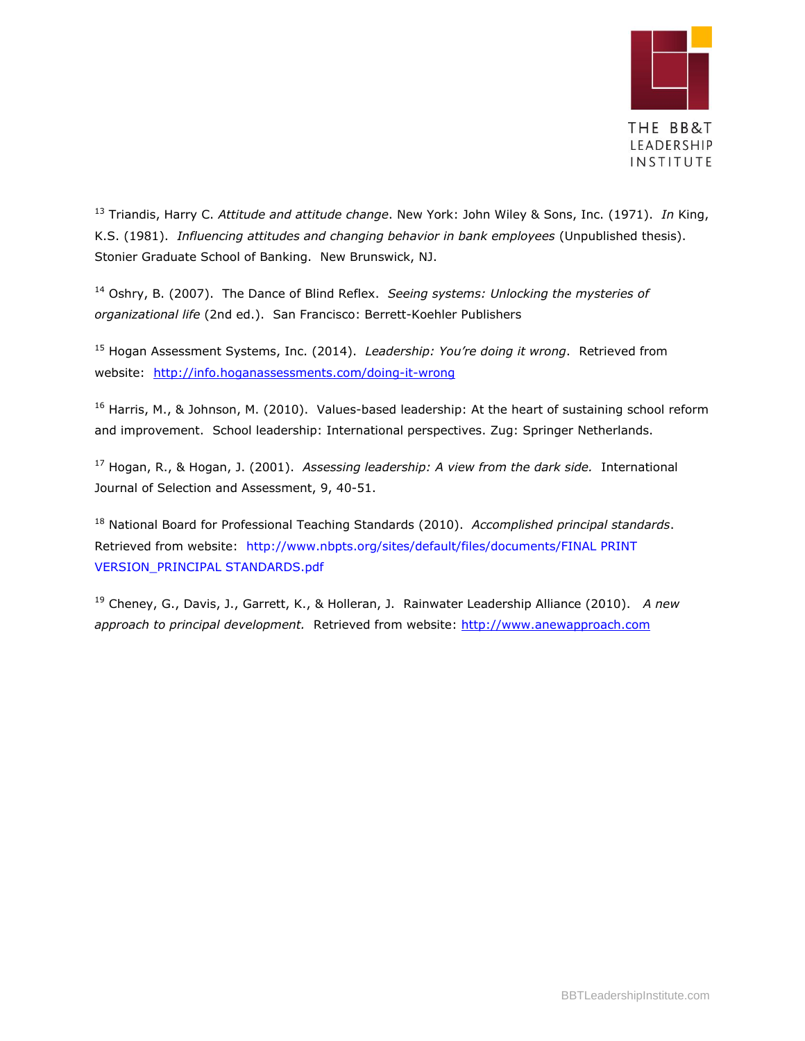[13] Triandis, Harry C. *Attitude and attitude change*. New York: John Wiley & Sons, Inc. (1971). *In* King, K.S. (1981). *Influencing attitudes and changing behavior in bank employees* (Unpublished thesis). Stonier Graduate School of Banking. New Brunswick, NJ.

[14] Oshry, B. (2007). The Dance of Blind Reflex. *Seeing systems: Unlocking the mysteries of organizational life* (2nd ed.). San Francisco: Berrett-Koehler Publishers

[15] Hogan Assessment Systems, Inc. (2014). *Leadership: You're doing it wrong*. Retrieved from website: http://info.hoganassessments.com/doing-it-wrong

[16] Harris, M., & Johnson, M. (2010). Values-based leadership: At the heart of sustaining school reform and improvement. School leadership: International perspectives. Zug: Springer Netherlands.

[17] Hogan, R., & Hogan, J. (2001). *Assessing leadership: A view from the dark side.* International Journal of Selection and Assessment, 9, 40-51.

[18] National Board for Professional Teaching Standards (2010). *Accomplished principal standards*. Retrieved from website: http://www.nbpts.org/sites/default/files/documents/FINAL PRINT VERSION_PRINCIPAL STANDARDS.pdf

[19] Cheney, G., Davis, J., Garrett, K., & Holleran, J. Rainwater Leadership Alliance (2010). *A new approach to principal development.* Retrieved from website: http://www.anewapproach.com